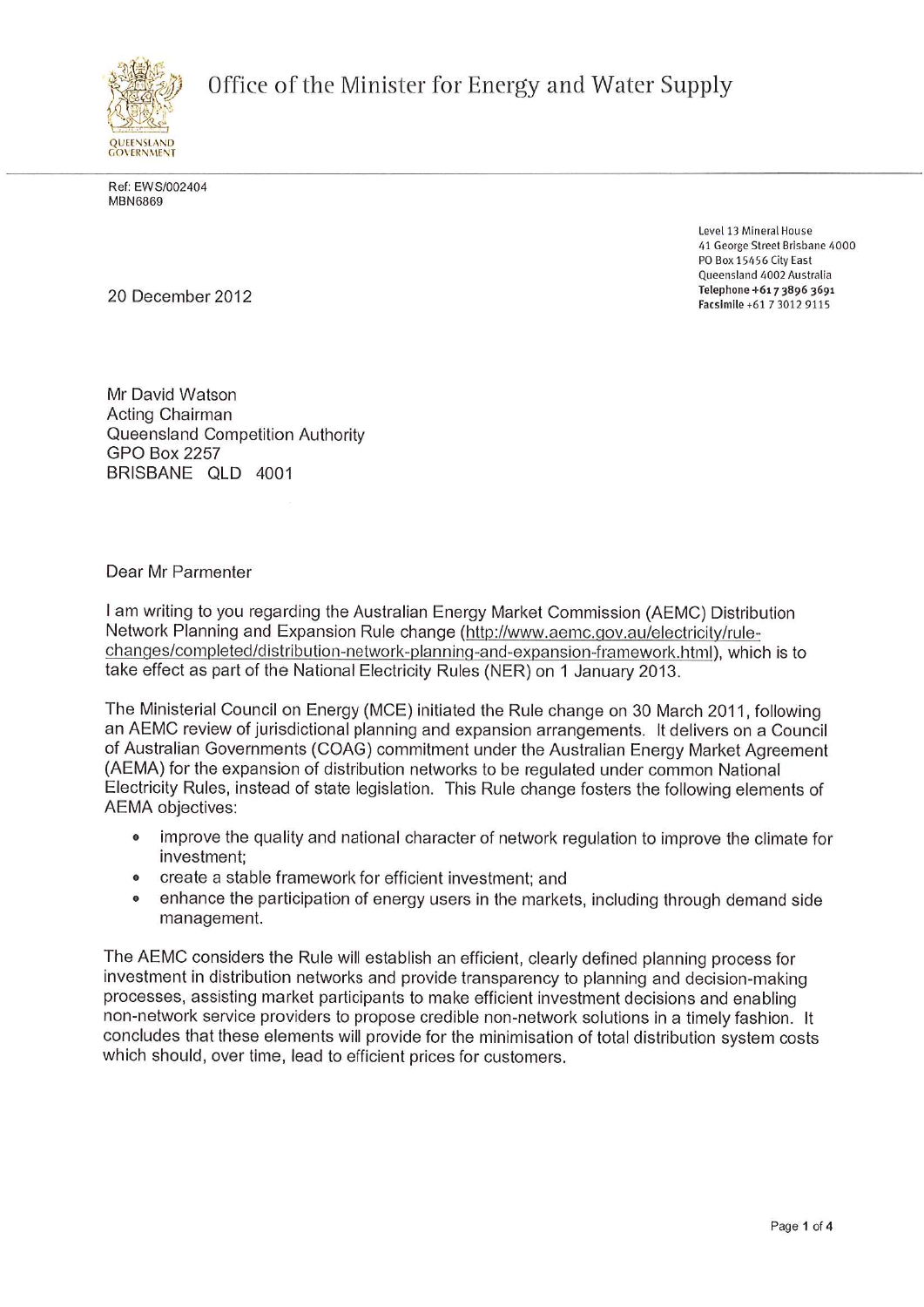QUEENSLAND GOVERNMENT

# Office of the Minister for Energy and Water Supply

Ref: EWS/002404
MBN6869

Level 13 Mineral House
41 George Street Brisbane 4000
PO Box 15456 City East
Queensland 4002 Australia
**Telephone +61 7 3896 3691**
**Facsimile** +61 7 3012 9115

20 December 2012

Mr David Watson
Acting Chairman
Queensland Competition Authority
GPO Box 2257
BRISBANE QLD 4001

Dear Mr Parmenter

I am writing to you regarding the Australian Energy Market Commission (AEMC) Distribution Network Planning and Expansion Rule change (http://www.aemc.gov.au/electricity/rule-changes/completed/distribution-network-planning-and-expansion-framework.html), which is to take effect as part of the National Electricity Rules (NER) on 1 January 2013.

The Ministerial Council on Energy (MCE) initiated the Rule change on 30 March 2011, following an AEMC review of jurisdictional planning and expansion arrangements. It delivers on a Council of Australian Governments (COAG) commitment under the Australian Energy Market Agreement (AEMA) for the expansion of distribution networks to be regulated under common National Electricity Rules, instead of state legislation. This Rule change fosters the following elements of AEMA objectives:

- improve the quality and national character of network regulation to improve the climate for investment;
- create a stable framework for efficient investment; and
- enhance the participation of energy users in the markets, including through demand side management.

The AEMC considers the Rule will establish an efficient, clearly defined planning process for investment in distribution networks and provide transparency to planning and decision-making processes, assisting market participants to make efficient investment decisions and enabling non-network service providers to propose credible non-network solutions in a timely fashion. It concludes that these elements will provide for the minimisation of total distribution system costs which should, over time, lead to efficient prices for customers.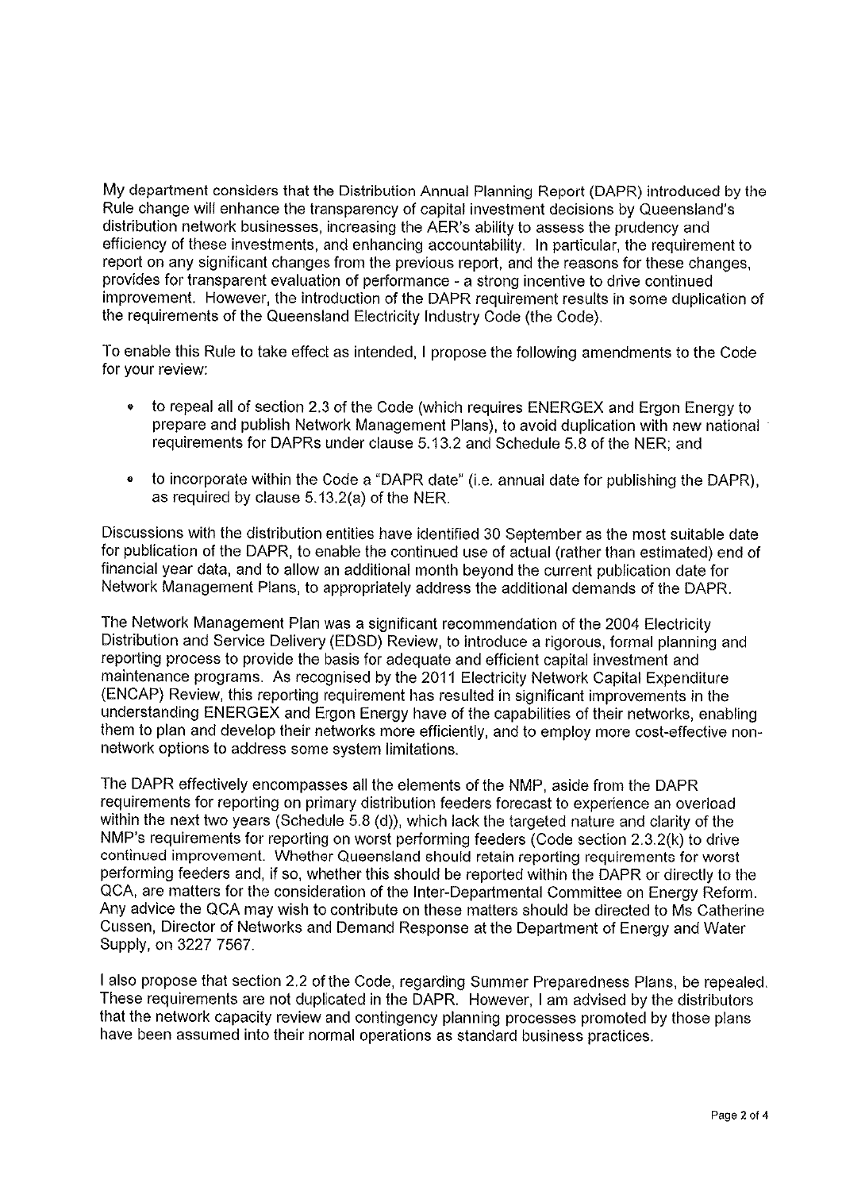My department considers that the Distribution Annual Planning Report (DAPR) introduced by the Rule change will enhance the transparency of capital investment decisions by Queensland's distribution network businesses, increasing the AER's ability to assess the prudency and efficiency of these investments, and enhancing accountability. In particular, the requirement to report on any significant changes from the previous report, and the reasons for these changes, provides for transparent evaluation of performance - a strong incentive to drive continued improvement. However, the introduction of the DAPR requirement results in some duplication of the requirements of the Queensland Electricity Industry Code (the Code).

To enable this Rule to take effect as intended, I propose the following amendments to the Code for your review:

- to repeal all of section 2.3 of the Code (which requires ENERGEX and Ergon Energy to prepare and publish Network Management Plans), to avoid duplication with new national requirements for DAPRs under clause 5.13.2 and Schedule 5.8 of the NER; and
- to incorporate within the Code a "DAPR date" (i.e. annual date for publishing the DAPR), as required by clause 5.13.2(a) of the NER.

Discussions with the distribution entities have identified 30 September as the most suitable date for publication of the DAPR, to enable the continued use of actual (rather than estimated) end of financial year data, and to allow an additional month beyond the current publication date for Network Management Plans, to appropriately address the additional demands of the DAPR.

The Network Management Plan was a significant recommendation of the 2004 Electricity Distribution and Service Delivery (EDSD) Review, to introduce a rigorous, formal planning and reporting process to provide the basis for adequate and efficient capital investment and maintenance programs. As recognised by the 2011 Electricity Network Capital Expenditure (ENCAP) Review, this reporting requirement has resulted in significant improvements in the understanding ENERGEX and Ergon Energy have of the capabilities of their networks, enabling them to plan and develop their networks more efficiently, and to employ more cost-effective non-network options to address some system limitations.

The DAPR effectively encompasses all the elements of the NMP, aside from the DAPR requirements for reporting on primary distribution feeders forecast to experience an overload within the next two years (Schedule 5.8 (d)), which lack the targeted nature and clarity of the NMP's requirements for reporting on worst performing feeders (Code section 2.3.2(k) to drive continued improvement. Whether Queensland should retain reporting requirements for worst performing feeders and, if so, whether this should be reported within the DAPR or directly to the QCA, are matters for the consideration of the Inter-Departmental Committee on Energy Reform. Any advice the QCA may wish to contribute on these matters should be directed to Ms Catherine Cussen, Director of Networks and Demand Response at the Department of Energy and Water Supply, on 3227 7567.

I also propose that section 2.2 of the Code, regarding Summer Preparedness Plans, be repealed. These requirements are not duplicated in the DAPR. However, I am advised by the distributors that the network capacity review and contingency planning processes promoted by those plans have been assumed into their normal operations as standard business practices.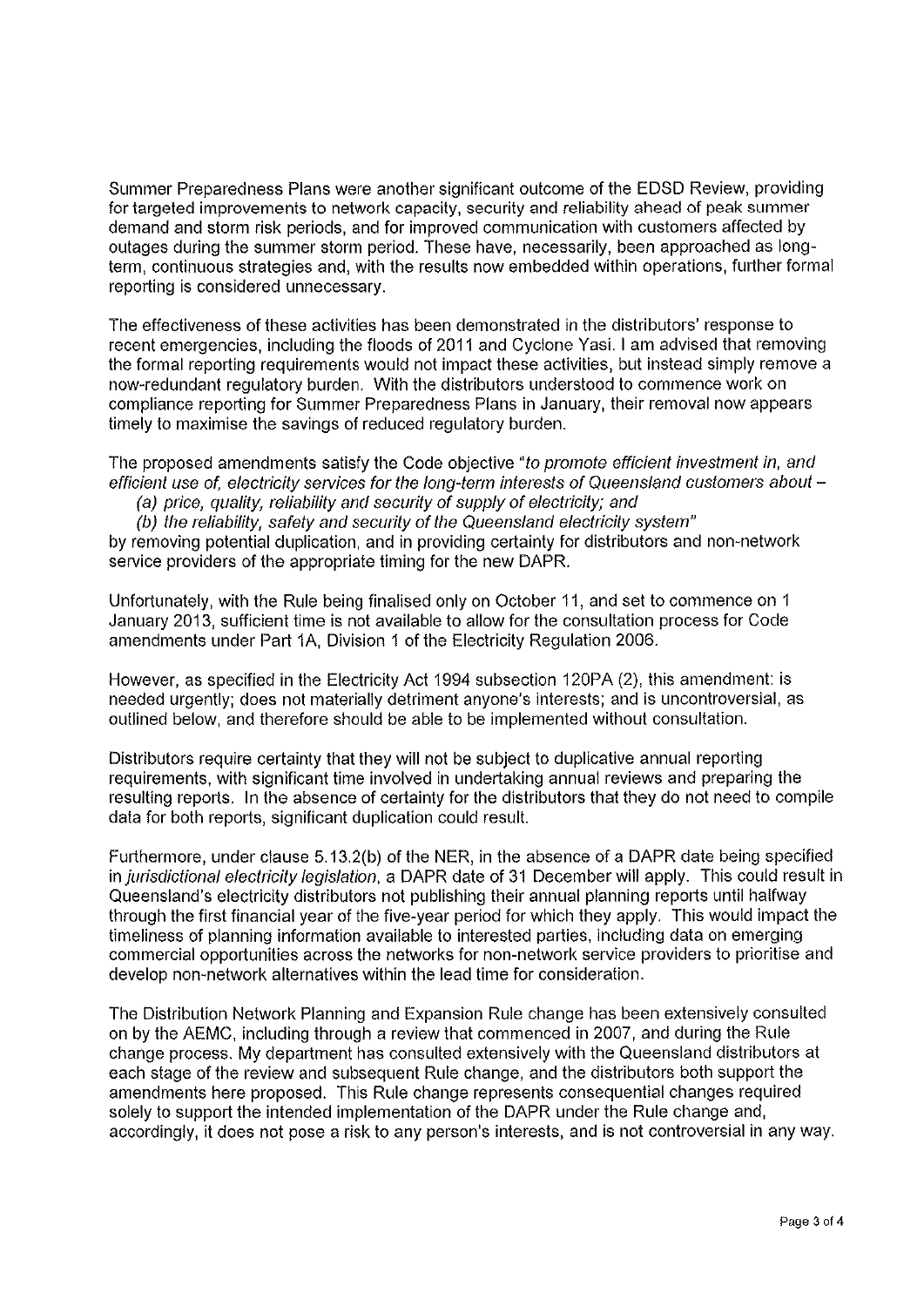Summer Preparedness Plans were another significant outcome of the EDSD Review, providing for targeted improvements to network capacity, security and reliability ahead of peak summer demand and storm risk periods, and for improved communication with customers affected by outages during the summer storm period. These have, necessarily, been approached as long-term, continuous strategies and, with the results now embedded within operations, further formal reporting is considered unnecessary.

The effectiveness of these activities has been demonstrated in the distributors' response to recent emergencies, including the floods of 2011 and Cyclone Yasi. I am advised that removing the formal reporting requirements would not impact these activities, but instead simply remove a now-redundant regulatory burden. With the distributors understood to commence work on compliance reporting for Summer Preparedness Plans in January, their removal now appears timely to maximise the savings of reduced regulatory burden.

The proposed amendments satisfy the Code objective *"to promote efficient investment in, and efficient use of, electricity services for the long-term interests of Queensland customers about –*

*(a) price, quality, reliability and security of supply of electricity; and*

*(b) the reliability, safety and security of the Queensland electricity system"*

by removing potential duplication, and in providing certainty for distributors and non-network service providers of the appropriate timing for the new DAPR.

Unfortunately, with the Rule being finalised only on October 11, and set to commence on 1 January 2013, sufficient time is not available to allow for the consultation process for Code amendments under Part 1A, Division 1 of the Electricity Regulation 2006.

However, as specified in the Electricity Act 1994 subsection 120PA (2), this amendment: is needed urgently; does not materially detriment anyone's interests; and is uncontroversial, as outlined below, and therefore should be able to be implemented without consultation.

Distributors require certainty that they will not be subject to duplicative annual reporting requirements, with significant time involved in undertaking annual reviews and preparing the resulting reports. In the absence of certainty for the distributors that they do not need to compile data for both reports, significant duplication could result.

Furthermore, under clause 5.13.2(b) of the NER, in the absence of a DAPR date being specified in *jurisdictional electricity legislation*, a DAPR date of 31 December will apply. This could result in Queensland's electricity distributors not publishing their annual planning reports until halfway through the first financial year of the five-year period for which they apply. This would impact the timeliness of planning information available to interested parties, including data on emerging commercial opportunities across the networks for non-network service providers to prioritise and develop non-network alternatives within the lead time for consideration.

The Distribution Network Planning and Expansion Rule change has been extensively consulted on by the AEMC, including through a review that commenced in 2007, and during the Rule change process. My department has consulted extensively with the Queensland distributors at each stage of the review and subsequent Rule change, and the distributors both support the amendments here proposed. This Rule change represents consequential changes required solely to support the intended implementation of the DAPR under the Rule change and, accordingly, it does not pose a risk to any person's interests, and is not controversial in any way.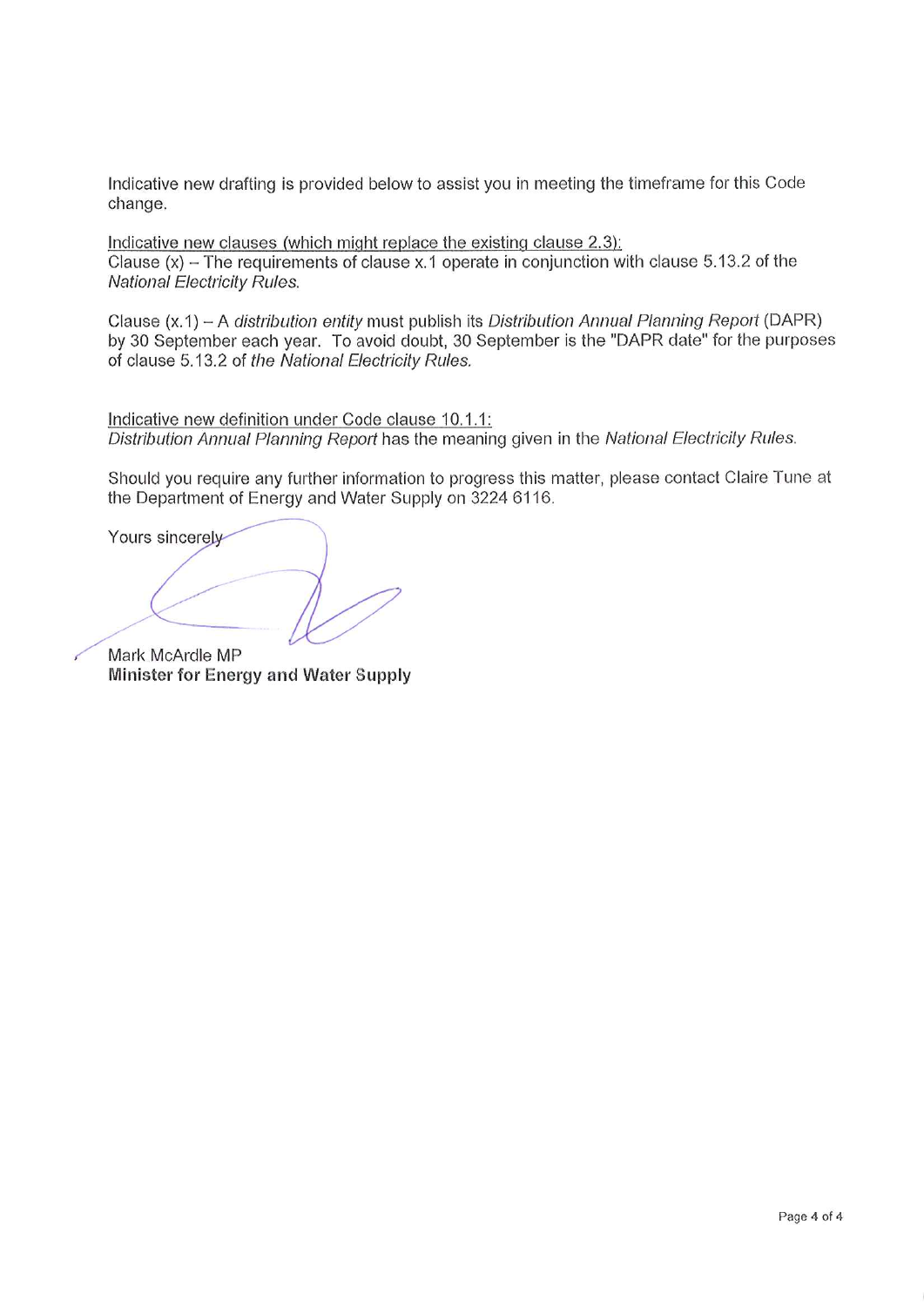Indicative new drafting is provided below to assist you in meeting the timeframe for this Code change.

Indicative new clauses (which might replace the existing clause 2.3):
Clause (x) – The requirements of clause x.1 operate in conjunction with clause 5.13.2 of the *National Electricity Rules.*

Clause (x.1) – A *distribution entity* must publish its *Distribution Annual Planning Report* (DAPR) by 30 September each year. To avoid doubt, 30 September is the "DAPR date" for the purposes of clause 5.13.2 of *the National Electricity Rules.*

Indicative new definition under Code clause 10.1.1:
*Distribution Annual Planning Report* has the meaning given in the *National Electricity Rules.*

Should you require any further information to progress this matter, please contact Claire Tune at the Department of Energy and Water Supply on 3224 6116.

Yours sincerely

Mark McArdle MP
**Minister for Energy and Water Supply**